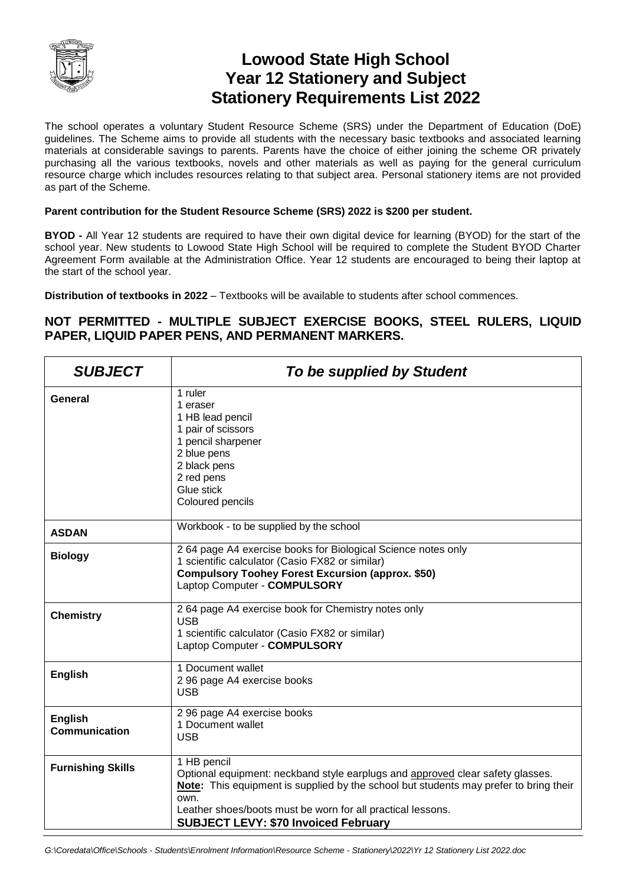# Lowood State High School
# Year 12 Stationery and Subject Stationery Requirements List 2022

The school operates a voluntary Student Resource Scheme (SRS) under the Department of Education (DoE) guidelines. The Scheme aims to provide all students with the necessary basic textbooks and associated learning materials at considerable savings to parents. Parents have the choice of either joining the scheme OR privately purchasing all the various textbooks, novels and other materials as well as paying for the general curriculum resource charge which includes resources relating to that subject area. Personal stationery items are not provided as part of the Scheme.

**Parent contribution for the Student Resource Scheme (SRS) 2022 is $200 per student.**

**BYOD -** All Year 12 students are required to have their own digital device for learning (BYOD) for the start of the school year. New students to Lowood State High School will be required to complete the Student BYOD Charter Agreement Form available at the Administration Office. Year 12 students are encouraged to being their laptop at the start of the school year.

**Distribution of textbooks in 2022** – Textbooks will be available to students after school commences.

## NOT PERMITTED - MULTIPLE SUBJECT EXERCISE BOOKS, STEEL RULERS, LIQUID PAPER, LIQUID PAPER PENS, AND PERMANENT MARKERS.

| ***SUBJECT*** | ***To be supplied by Student*** |
| --- | --- |
| **General** | 1 ruler<br>1 eraser<br>1 HB lead pencil<br>1 pair of scissors<br>1 pencil sharpener<br>2 blue pens<br>2 black pens<br>2 red pens<br>Glue stick<br>Coloured pencils |
| **ASDAN** | Workbook - to be supplied by the school |
| **Biology** | 2 64 page A4 exercise books for Biological Science notes only<br>1 scientific calculator (Casio FX82 or similar)<br>**Compulsory Toohey Forest Excursion (approx. $50)**<br>Laptop Computer - **COMPULSORY** |
| **Chemistry** | 2 64 page A4 exercise book for Chemistry notes only<br>USB<br>1 scientific calculator (Casio FX82 or similar)<br>Laptop Computer - **COMPULSORY** |
| **English** | 1 Document wallet<br>2 96 page A4 exercise books<br>USB |
| **English Communication** | 2 96 page A4 exercise books<br>1 Document wallet<br>USB |
| **Furnishing Skills** | 1 HB pencil<br>Optional equipment: neckband style earplugs and approved clear safety glasses.<br>**Note:** This equipment is supplied by the school but students may prefer to bring their own.<br>Leather shoes/boots must be worn for all practical lessons.<br>**SUBJECT LEVY: $70 Invoiced February** |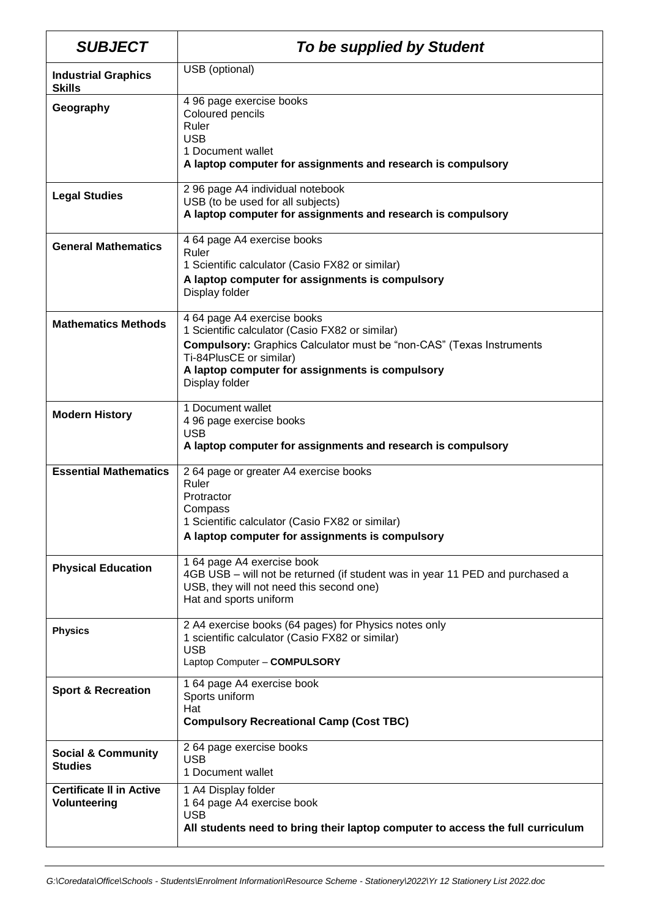| ***SUBJECT*** | ***To be supplied by Student*** |
|---|---|
| **Industrial Graphics Skills** | USB (optional) |
| **Geography** | 4 96 page exercise books<br>Coloured pencils<br>Ruler<br>USB<br>1 Document wallet<br>**A laptop computer for assignments and research is compulsory** |
| **Legal Studies** | 2 96 page A4 individual notebook<br>USB (to be used for all subjects)<br>**A laptop computer for assignments and research is compulsory** |
| **General Mathematics** | 4 64 page A4 exercise books<br>Ruler<br>1 Scientific calculator (Casio FX82 or similar)<br>**A laptop computer for assignments is compulsory**<br>Display folder |
| **Mathematics Methods** | 4 64 page A4 exercise books<br>1 Scientific calculator (Casio FX82 or similar)<br>**Compulsory:** Graphics Calculator must be "non-CAS" (Texas Instruments Ti-84PlusCE or similar)<br>**A laptop computer for assignments is compulsory**<br>Display folder |
| **Modern History** | 1 Document wallet<br>4 96 page exercise books<br>USB<br>**A laptop computer for assignments and research is compulsory** |
| **Essential Mathematics** | 2 64 page or greater A4 exercise books<br>Ruler<br>Protractor<br>Compass<br>1 Scientific calculator (Casio FX82 or similar)<br>**A laptop computer for assignments is compulsory** |
| **Physical Education** | 1 64 page A4 exercise book<br>4GB USB – will not be returned (if student was in year 11 PED and purchased a USB, they will not need this second one)<br>Hat and sports uniform |
| **Physics** | 2 A4 exercise books (64 pages) for Physics notes only<br>1 scientific calculator (Casio FX82 or similar)<br>USB<br>Laptop Computer – **COMPULSORY** |
| **Sport & Recreation** | 1 64 page A4 exercise book<br>Sports uniform<br>Hat<br>**Compulsory Recreational Camp (Cost TBC)** |
| **Social & Community Studies** | 2 64 page exercise books<br>USB<br>1 Document wallet |
| **Certificate II in Active Volunteering** | 1 A4 Display folder<br>1 64 page A4 exercise book<br>USB<br>**All students need to bring their laptop computer to access the full curriculum** |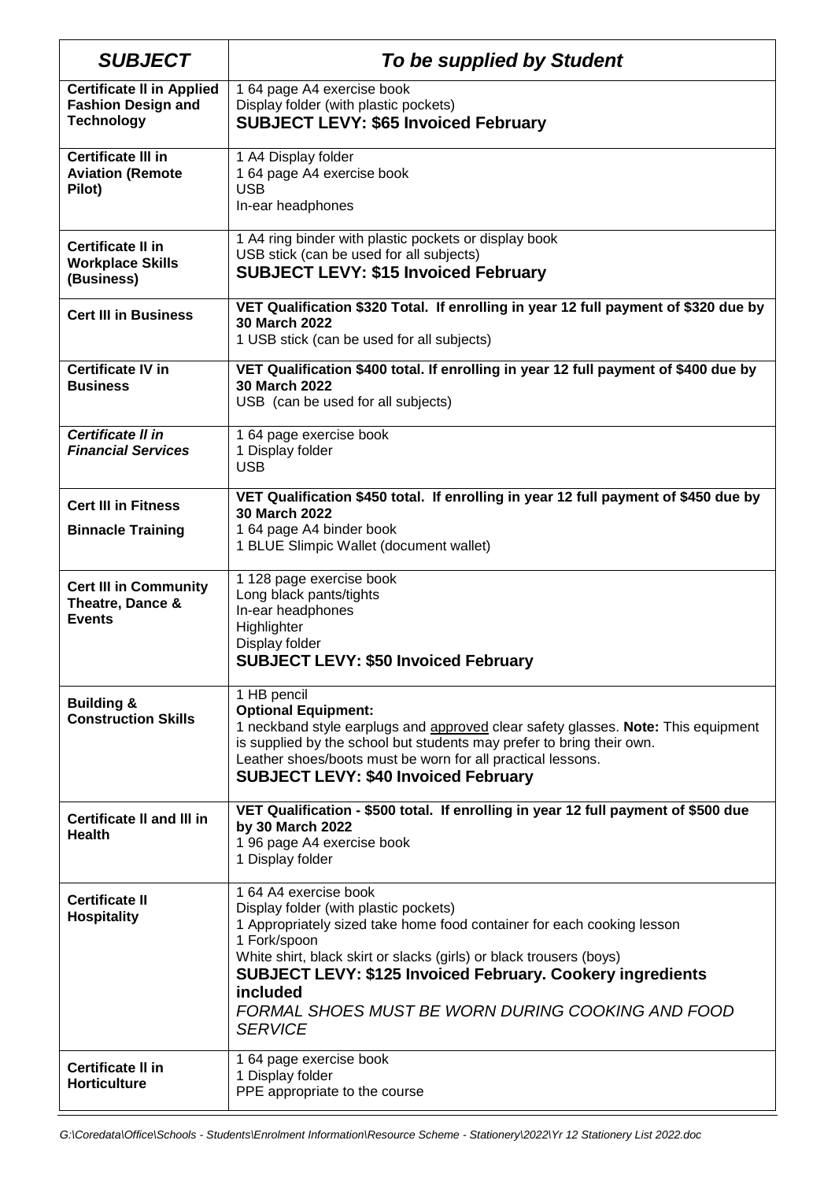| *SUBJECT* | *To be supplied by Student* |
|---|---|
| **Certificate II in Applied Fashion Design and Technology** | 1 64 page A4 exercise book<br>Display folder (with plastic pockets)<br>**SUBJECT LEVY: $65 Invoiced February** |
| **Certificate III in Aviation (Remote Pilot)** | 1 A4 Display folder<br>1 64 page A4 exercise book<br>USB<br>In-ear headphones |
| **Certificate II in Workplace Skills (Business)** | 1 A4 ring binder with plastic pockets or display book<br>USB stick (can be used for all subjects)<br>**SUBJECT LEVY: $15 Invoiced February** |
| **Cert III in Business** | **VET Qualification $320 Total. If enrolling in year 12 full payment of $320 due by 30 March 2022**<br>1 USB stick (can be used for all subjects) |
| **Certificate IV in Business** | **VET Qualification $400 total. If enrolling in year 12 full payment of $400 due by 30 March 2022**<br>USB (can be used for all subjects) |
| ***Certificate II in Financial Services*** | 1 64 page exercise book<br>1 Display folder<br>USB |
| **Cert III in Fitness**<br><br>**Binnacle Training** | **VET Qualification $450 total. If enrolling in year 12 full payment of $450 due by 30 March 2022**<br>1 64 page A4 binder book<br>1 BLUE Slimpic Wallet (document wallet) |
| **Cert III in Community Theatre, Dance & Events** | 1 128 page exercise book<br>Long black pants/tights<br>In-ear headphones<br>Highlighter<br>Display folder<br>**SUBJECT LEVY: $50 Invoiced February** |
| **Building & Construction Skills** | 1 HB pencil<br>**Optional Equipment:**<br>1 neckband style earplugs and approved clear safety glasses. **Note:** This equipment is supplied by the school but students may prefer to bring their own.<br>Leather shoes/boots must be worn for all practical lessons.<br>**SUBJECT LEVY: $40 Invoiced February** |
| **Certificate II and III in Health** | **VET Qualification - $500 total. If enrolling in year 12 full payment of $500 due by 30 March 2022**<br>1 96 page A4 exercise book<br>1 Display folder |
| **Certificate II Hospitality** | 1 64 A4 exercise book<br>Display folder (with plastic pockets)<br>1 Appropriately sized take home food container for each cooking lesson<br>1 Fork/spoon<br>White shirt, black skirt or slacks (girls) or black trousers (boys)<br>**SUBJECT LEVY: $125 Invoiced February. Cookery ingredients included**<br>*FORMAL SHOES MUST BE WORN DURING COOKING AND FOOD SERVICE* |
| **Certificate II in Horticulture** | 1 64 page exercise book<br>1 Display folder<br>PPE appropriate to the course |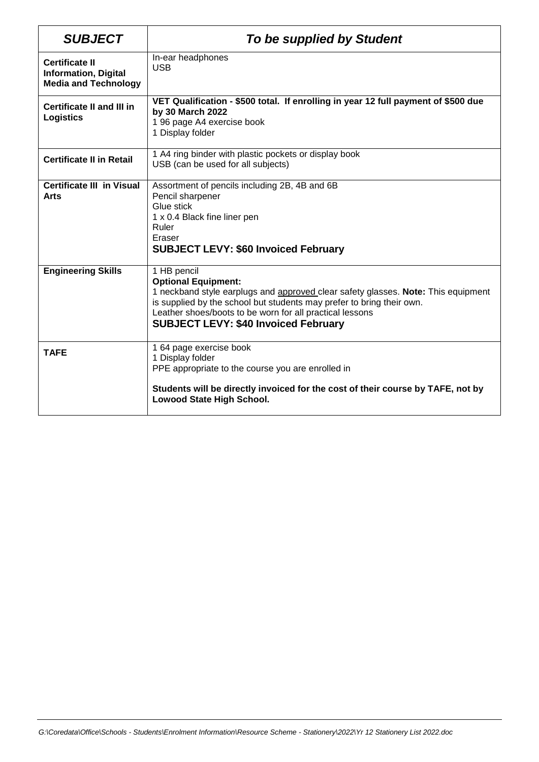| ***SUBJECT*** | ***To be supplied by Student*** |
|---|---|
| **Certificate II Information, Digital Media and Technology** | In-ear headphones<br>USB |
| **Certificate II and III in Logistics** | **VET Qualification - $500 total. If enrolling in year 12 full payment of $500 due by 30 March 2022**<br>1 96 page A4 exercise book<br>1 Display folder |
| **Certificate II in Retail** | 1 A4 ring binder with plastic pockets or display book<br>USB (can be used for all subjects) |
| **Certificate III in Visual Arts** | Assortment of pencils including 2B, 4B and 6B<br>Pencil sharpener<br>Glue stick<br>1 x 0.4 Black fine liner pen<br>Ruler<br>Eraser<br>**SUBJECT LEVY: $60 Invoiced February** |
| **Engineering Skills** | 1 HB pencil<br>**Optional Equipment:**<br>1 neckband style earplugs and approved clear safety glasses. **Note:** This equipment is supplied by the school but students may prefer to bring their own.<br>Leather shoes/boots to be worn for all practical lessons<br>**SUBJECT LEVY: $40 Invoiced February** |
| **TAFE** | 1 64 page exercise book<br>1 Display folder<br>PPE appropriate to the course you are enrolled in<br><br>**Students will be directly invoiced for the cost of their course by TAFE, not by Lowood State High School.** |

*G:\Coredata\Office\Schools - Students\Enrolment Information\Resource Scheme - Stationery\2022\Yr 12 Stationery List 2022.doc*